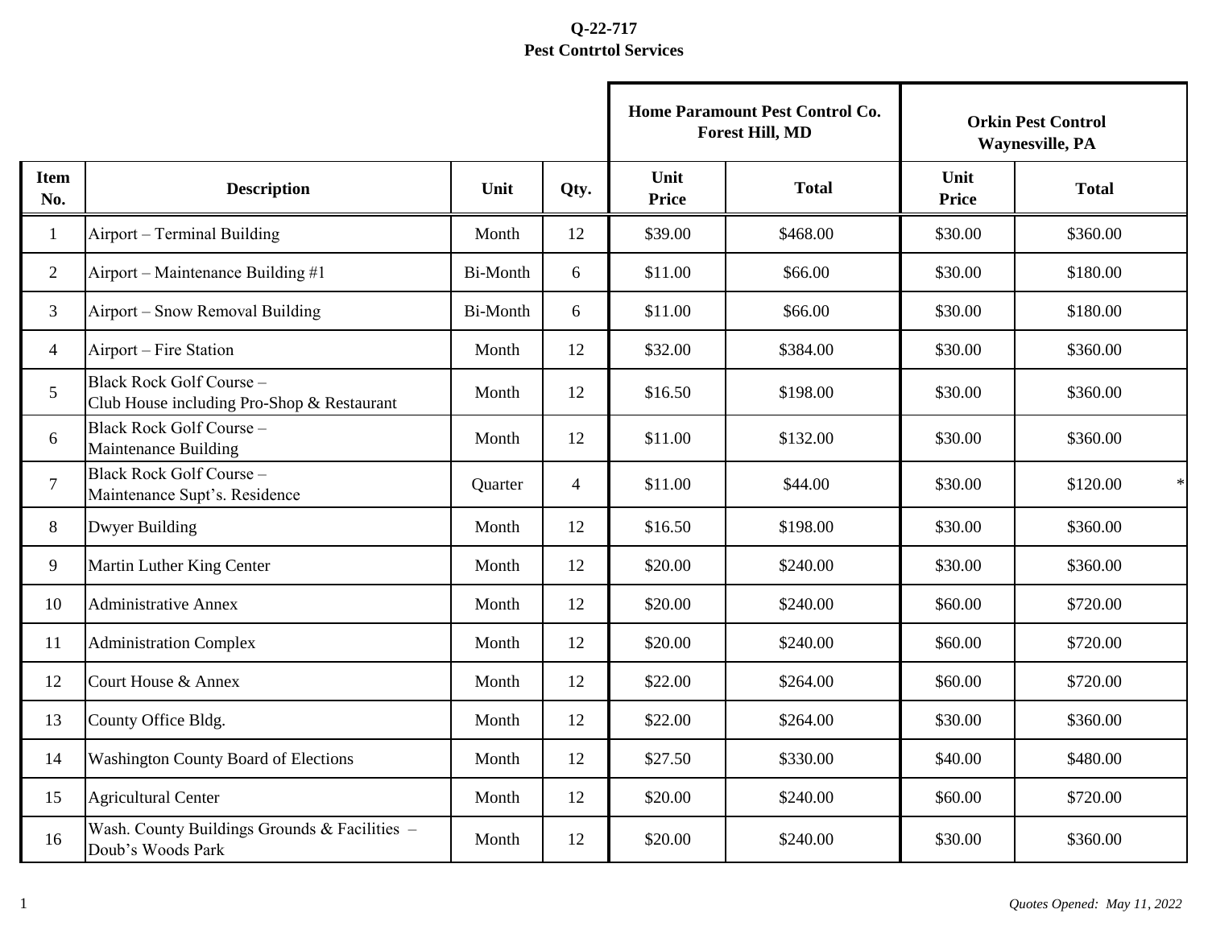**Q-22-717**
**Pest Contrtol Services**

| | | | | Home Paramount Pest Control Co. Forest Hill, MD | | Orkin Pest Control Waynesville, PA | |
|---|---|---|---|---|---|---|---|
| Item No. | Description | Unit | Qty. | Unit Price | Total | Unit Price | Total |
| 1 | Airport – Terminal Building | Month | 12 | $39.00 | $468.00 | $30.00 | $360.00 |
| 2 | Airport – Maintenance Building #1 | Bi-Month | 6 | $11.00 | $66.00 | $30.00 | $180.00 |
| 3 | Airport – Snow Removal Building | Bi-Month | 6 | $11.00 | $66.00 | $30.00 | $180.00 |
| 4 | Airport – Fire Station | Month | 12 | $32.00 | $384.00 | $30.00 | $360.00 |
| 5 | Black Rock Golf Course – Club House including Pro-Shop & Restaurant | Month | 12 | $16.50 | $198.00 | $30.00 | $360.00 |
| 6 | Black Rock Golf Course – Maintenance Building | Month | 12 | $11.00 | $132.00 | $30.00 | $360.00 |
| 7 | Black Rock Golf Course – Maintenance Supt's. Residence | Quarter | 4 | $11.00 | $44.00 | $30.00 | $120.00 * |
| 8 | Dwyer Building | Month | 12 | $16.50 | $198.00 | $30.00 | $360.00 |
| 9 | Martin Luther King Center | Month | 12 | $20.00 | $240.00 | $30.00 | $360.00 |
| 10 | Administrative Annex | Month | 12 | $20.00 | $240.00 | $60.00 | $720.00 |
| 11 | Administration Complex | Month | 12 | $20.00 | $240.00 | $60.00 | $720.00 |
| 12 | Court House & Annex | Month | 12 | $22.00 | $264.00 | $60.00 | $720.00 |
| 13 | County Office Bldg. | Month | 12 | $22.00 | $264.00 | $30.00 | $360.00 |
| 14 | Washington County Board of Elections | Month | 12 | $27.50 | $330.00 | $40.00 | $480.00 |
| 15 | Agricultural Center | Month | 12 | $20.00 | $240.00 | $60.00 | $720.00 |
| 16 | Wash. County Buildings Grounds & Facilities – Doub's Woods Park | Month | 12 | $20.00 | $240.00 | $30.00 | $360.00 |

*Quotes Opened: May 11, 2022*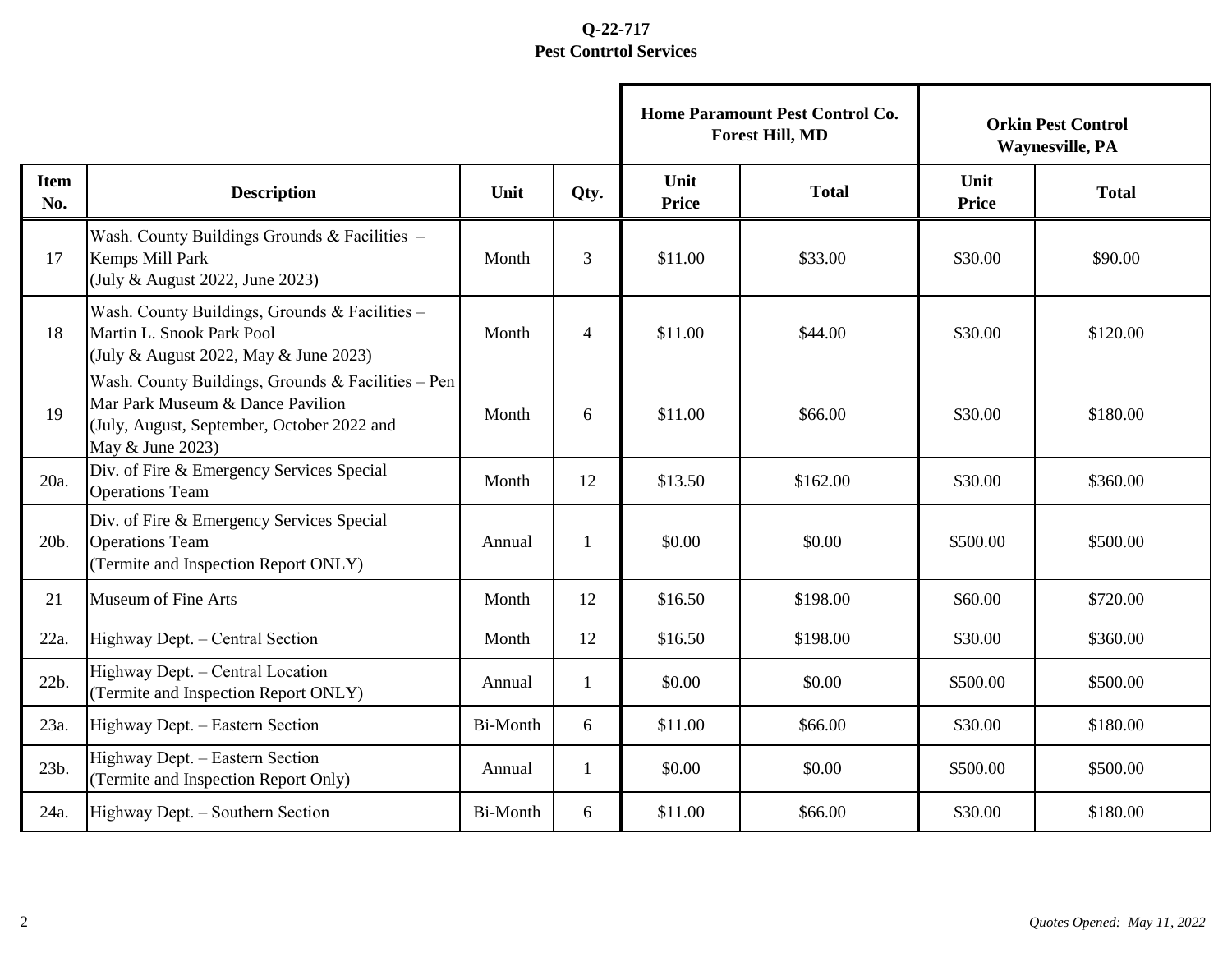**Q-22-717**
**Pest Contrtol Services**

| | | | | Home Paramount Pest Control Co. Forest Hill, MD | | Orkin Pest Control Waynesville, PA | |
|---|---|---|---|---|---|---|---|
| **Item No.** | **Description** | **Unit** | **Qty.** | **Unit Price** | **Total** | **Unit Price** | **Total** |
| 17 | Wash. County Buildings Grounds & Facilities – Kemps Mill Park (July & August 2022, June 2023) | Month | 3 | $11.00 | $33.00 | $30.00 | $90.00 |
| 18 | Wash. County Buildings, Grounds & Facilities – Martin L. Snook Park Pool (July & August 2022, May & June 2023) | Month | 4 | $11.00 | $44.00 | $30.00 | $120.00 |
| 19 | Wash. County Buildings, Grounds & Facilities – Pen Mar Park Museum & Dance Pavilion (July, August, September, October 2022 and May & June 2023) | Month | 6 | $11.00 | $66.00 | $30.00 | $180.00 |
| 20a. | Div. of Fire & Emergency Services Special Operations Team | Month | 12 | $13.50 | $162.00 | $30.00 | $360.00 |
| 20b. | Div. of Fire & Emergency Services Special Operations Team (Termite and Inspection Report ONLY) | Annual | 1 | $0.00 | $0.00 | $500.00 | $500.00 |
| 21 | Museum of Fine Arts | Month | 12 | $16.50 | $198.00 | $60.00 | $720.00 |
| 22a. | Highway Dept. – Central Section | Month | 12 | $16.50 | $198.00 | $30.00 | $360.00 |
| 22b. | Highway Dept. – Central Location (Termite and Inspection Report ONLY) | Annual | 1 | $0.00 | $0.00 | $500.00 | $500.00 |
| 23a. | Highway Dept. – Eastern Section | Bi-Month | 6 | $11.00 | $66.00 | $30.00 | $180.00 |
| 23b. | Highway Dept. – Eastern Section (Termite and Inspection Report Only) | Annual | 1 | $0.00 | $0.00 | $500.00 | $500.00 |
| 24a. | Highway Dept. – Southern Section | Bi-Month | 6 | $11.00 | $66.00 | $30.00 | $180.00 |

*Quotes Opened: May 11, 2022*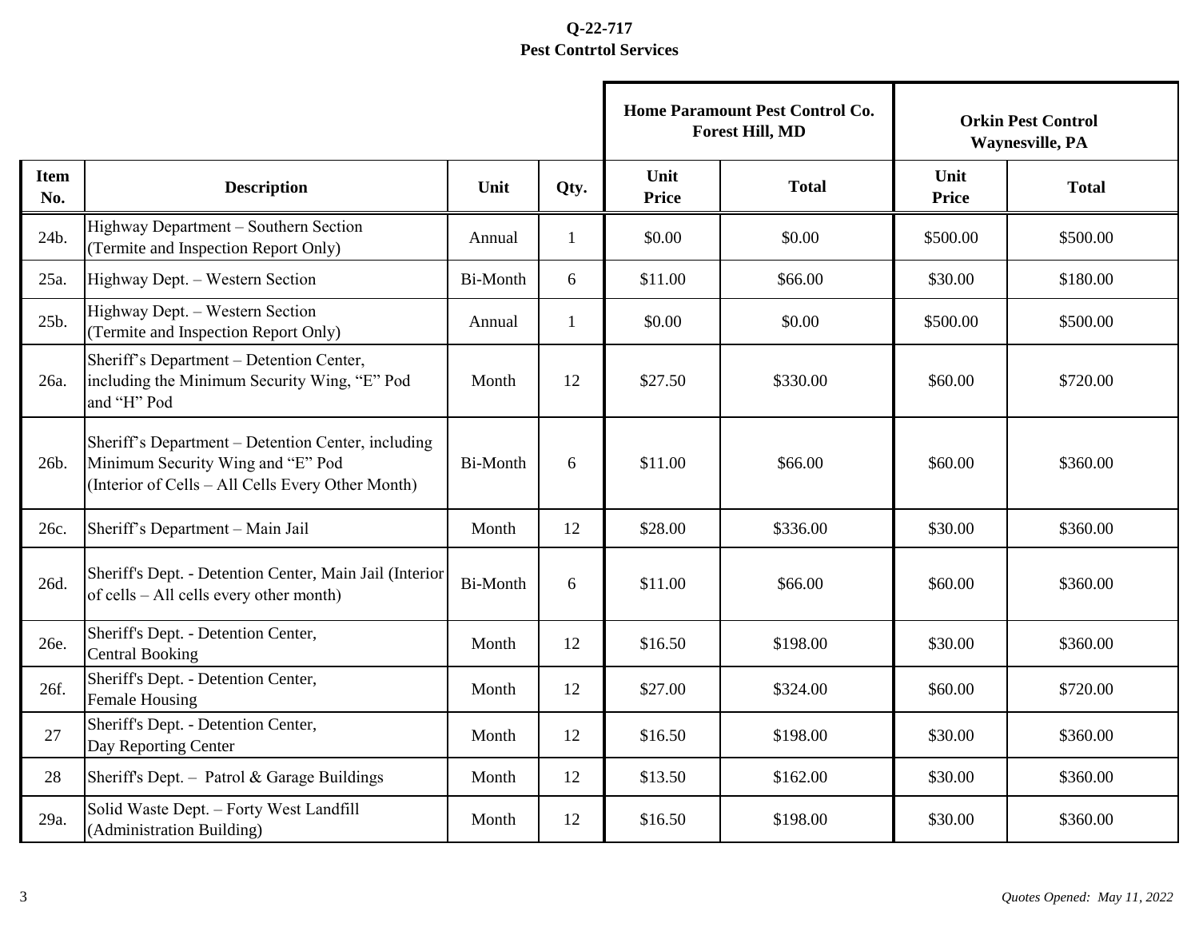**Q-22-717**
**Pest Contrtol Services**

| Item No. | Description | Unit | Qty. | Home Paramount Pest Control Co. Forest Hill, MD | | Orkin Pest Control Waynesville, PA | |
|---|---|---|---|---|---|---|---|
| | | | | Unit Price | Total | Unit Price | Total |
| 24b. | Highway Department – Southern Section (Termite and Inspection Report Only) | Annual | 1 | $0.00 | $0.00 | $500.00 | $500.00 |
| 25a. | Highway Dept. – Western Section | Bi-Month | 6 | $11.00 | $66.00 | $30.00 | $180.00 |
| 25b. | Highway Dept. – Western Section (Termite and Inspection Report Only) | Annual | 1 | $0.00 | $0.00 | $500.00 | $500.00 |
| 26a. | Sheriff's Department – Detention Center, including the Minimum Security Wing, "E" Pod and "H" Pod | Month | 12 | $27.50 | $330.00 | $60.00 | $720.00 |
| 26b. | Sheriff's Department – Detention Center, including Minimum Security Wing and "E" Pod (Interior of Cells – All Cells Every Other Month) | Bi-Month | 6 | $11.00 | $66.00 | $60.00 | $360.00 |
| 26c. | Sheriff's Department – Main Jail | Month | 12 | $28.00 | $336.00 | $30.00 | $360.00 |
| 26d. | Sheriff's Dept. - Detention Center, Main Jail (Interior of cells – All cells every other month) | Bi-Month | 6 | $11.00 | $66.00 | $60.00 | $360.00 |
| 26e. | Sheriff's Dept. - Detention Center, Central Booking | Month | 12 | $16.50 | $198.00 | $30.00 | $360.00 |
| 26f. | Sheriff's Dept. - Detention Center, Female Housing | Month | 12 | $27.00 | $324.00 | $60.00 | $720.00 |
| 27 | Sheriff's Dept. - Detention Center, Day Reporting Center | Month | 12 | $16.50 | $198.00 | $30.00 | $360.00 |
| 28 | Sheriff's Dept. – Patrol & Garage Buildings | Month | 12 | $13.50 | $162.00 | $30.00 | $360.00 |
| 29a. | Solid Waste Dept. – Forty West Landfill (Administration Building) | Month | 12 | $16.50 | $198.00 | $30.00 | $360.00 |

*Quotes Opened: May 11, 2022*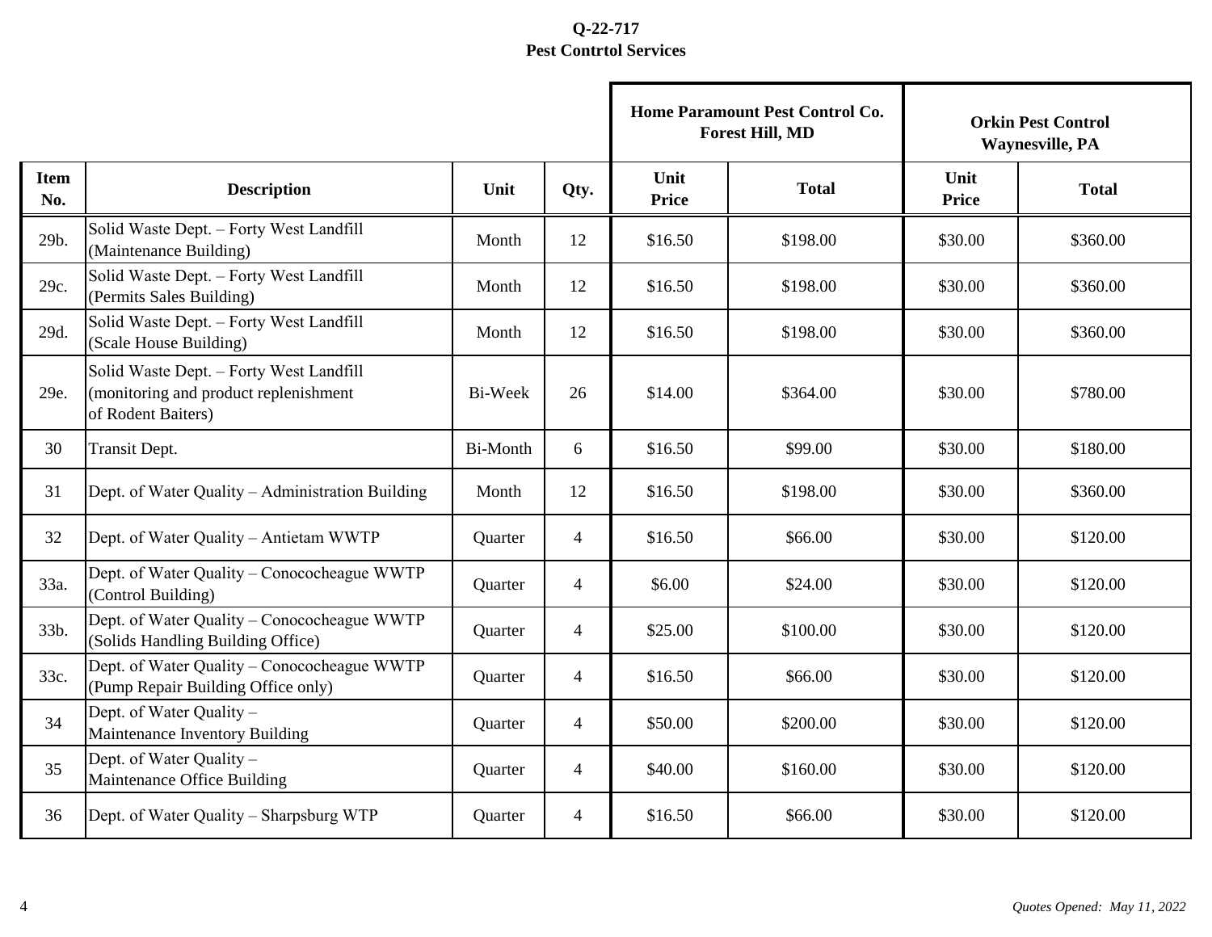**Q-22-717**
**Pest Contrtol Services**

| | | | | Home Paramount Pest Control Co. Forest Hill, MD | | Orkin Pest Control Waynesville, PA | |
|---|---|---|---|---|---|---|---|
| **Item No.** | **Description** | **Unit** | **Qty.** | **Unit Price** | **Total** | **Unit Price** | **Total** |
| 29b. | Solid Waste Dept. – Forty West Landfill (Maintenance Building) | Month | 12 | $16.50 | $198.00 | $30.00 | $360.00 |
| 29c. | Solid Waste Dept. – Forty West Landfill (Permits Sales Building) | Month | 12 | $16.50 | $198.00 | $30.00 | $360.00 |
| 29d. | Solid Waste Dept. – Forty West Landfill (Scale House Building) | Month | 12 | $16.50 | $198.00 | $30.00 | $360.00 |
| 29e. | Solid Waste Dept. – Forty West Landfill (monitoring and product replenishment of Rodent Baiters) | Bi-Week | 26 | $14.00 | $364.00 | $30.00 | $780.00 |
| 30 | Transit Dept. | Bi-Month | 6 | $16.50 | $99.00 | $30.00 | $180.00 |
| 31 | Dept. of Water Quality – Administration Building | Month | 12 | $16.50 | $198.00 | $30.00 | $360.00 |
| 32 | Dept. of Water Quality – Antietam WWTP | Quarter | 4 | $16.50 | $66.00 | $30.00 | $120.00 |
| 33a. | Dept. of Water Quality – Conococheague WWTP (Control Building) | Quarter | 4 | $6.00 | $24.00 | $30.00 | $120.00 |
| 33b. | Dept. of Water Quality – Conococheague WWTP (Solids Handling Building Office) | Quarter | 4 | $25.00 | $100.00 | $30.00 | $120.00 |
| 33c. | Dept. of Water Quality – Conococheague WWTP (Pump Repair Building Office only) | Quarter | 4 | $16.50 | $66.00 | $30.00 | $120.00 |
| 34 | Dept. of Water Quality – Maintenance Inventory Building | Quarter | 4 | $50.00 | $200.00 | $30.00 | $120.00 |
| 35 | Dept. of Water Quality – Maintenance Office Building | Quarter | 4 | $40.00 | $160.00 | $30.00 | $120.00 |
| 36 | Dept. of Water Quality – Sharpsburg WTP | Quarter | 4 | $16.50 | $66.00 | $30.00 | $120.00 |

*Quotes Opened: May 11, 2022*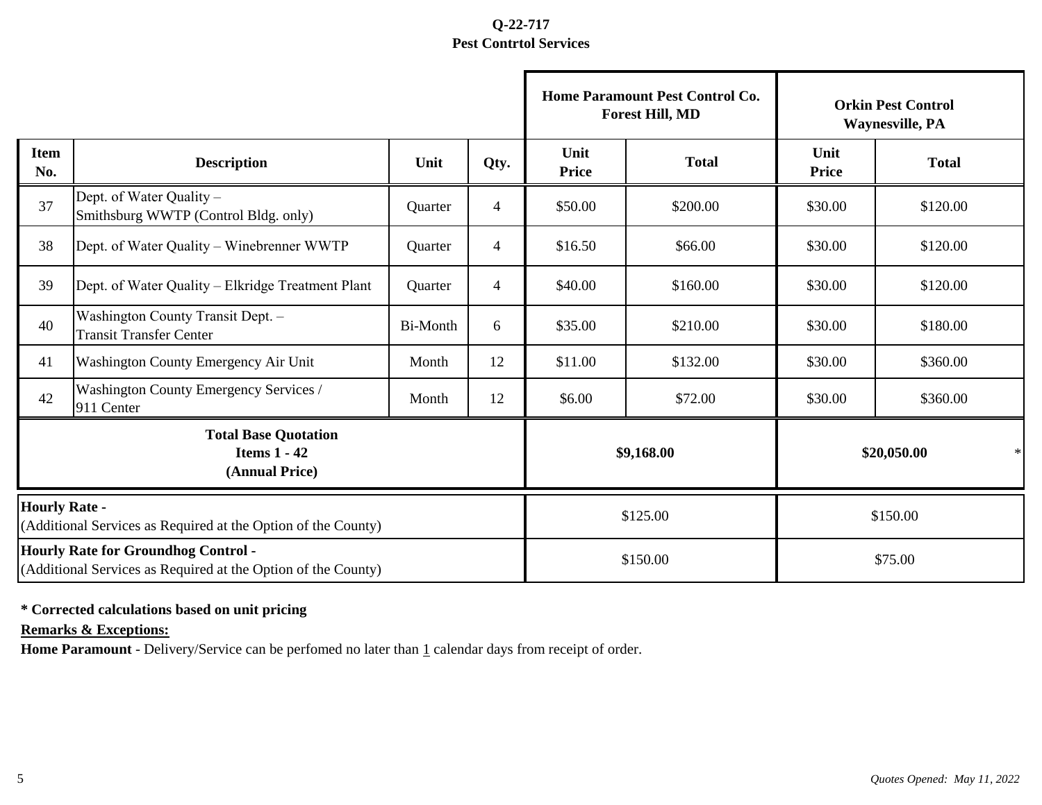**Q-22-717**
**Pest Contrtol Services**

| | | | | **Home Paramount Pest Control Co. Forest Hill, MD** | | **Orkin Pest Control Waynesville, PA** | |
|---|---|---|---|---|---|---|---|
| **Item No.** | **Description** | **Unit** | **Qty.** | **Unit Price** | **Total** | **Unit Price** | **Total** |
| 37 | Dept. of Water Quality – Smithsburg WWTP (Control Bldg. only) | Quarter | 4 | $50.00 | $200.00 | $30.00 | $120.00 |
| 38 | Dept. of Water Quality – Winebrenner WWTP | Quarter | 4 | $16.50 | $66.00 | $30.00 | $120.00 |
| 39 | Dept. of Water Quality – Elkridge Treatment Plant | Quarter | 4 | $40.00 | $160.00 | $30.00 | $120.00 |
| 40 | Washington County Transit Dept. – Transit Transfer Center | Bi-Month | 6 | $35.00 | $210.00 | $30.00 | $180.00 |
| 41 | Washington County Emergency Air Unit | Month | 12 | $11.00 | $132.00 | $30.00 | $360.00 |
| 42 | Washington County Emergency Services / 911 Center | Month | 12 | $6.00 | $72.00 | $30.00 | $360.00 |
| **Total Base Quotation Items 1 - 42 (Annual Price)** | | | | **$9,168.00** | | **$20,050.00** * | |
| **Hourly Rate -** (Additional Services as Required at the Option of the County) | | | | $125.00 | | $150.00 | |
| **Hourly Rate for Groundhog Control -** (Additional Services as Required at the Option of the County) | | | | $150.00 | | $75.00 | |

**\* Corrected calculations based on unit pricing**

**Remarks & Exceptions:**

**Home Paramount** - Delivery/Service can be perfomed no later than 1 calendar days from receipt of order.

*Quotes Opened: May 11, 2022*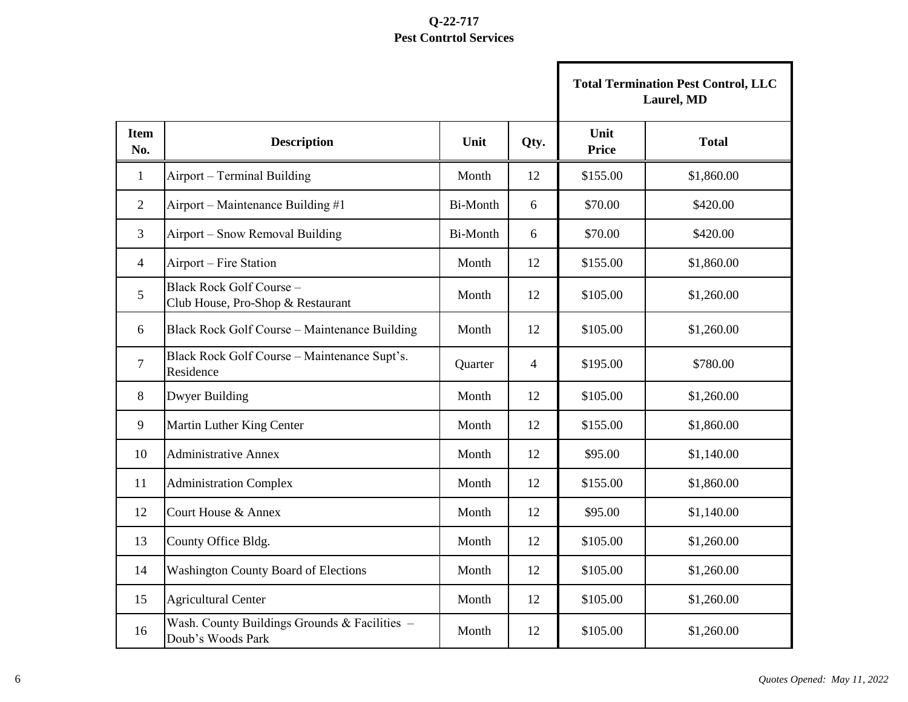**Q-22-717**
**Pest Contrtol Services**

| | | | | Total Termination Pest Control, LLC Laurel, MD | |
|---|---|---|---|---|---|
| Item No. | Description | Unit | Qty. | Unit Price | Total |
| 1 | Airport – Terminal Building | Month | 12 | $155.00 | $1,860.00 |
| 2 | Airport – Maintenance Building #1 | Bi-Month | 6 | $70.00 | $420.00 |
| 3 | Airport – Snow Removal Building | Bi-Month | 6 | $70.00 | $420.00 |
| 4 | Airport – Fire Station | Month | 12 | $155.00 | $1,860.00 |
| 5 | Black Rock Golf Course – Club House, Pro-Shop & Restaurant | Month | 12 | $105.00 | $1,260.00 |
| 6 | Black Rock Golf Course – Maintenance Building | Month | 12 | $105.00 | $1,260.00 |
| 7 | Black Rock Golf Course – Maintenance Supt's. Residence | Quarter | 4 | $195.00 | $780.00 |
| 8 | Dwyer Building | Month | 12 | $105.00 | $1,260.00 |
| 9 | Martin Luther King Center | Month | 12 | $155.00 | $1,860.00 |
| 10 | Administrative Annex | Month | 12 | $95.00 | $1,140.00 |
| 11 | Administration Complex | Month | 12 | $155.00 | $1,860.00 |
| 12 | Court House & Annex | Month | 12 | $95.00 | $1,140.00 |
| 13 | County Office Bldg. | Month | 12 | $105.00 | $1,260.00 |
| 14 | Washington County Board of Elections | Month | 12 | $105.00 | $1,260.00 |
| 15 | Agricultural Center | Month | 12 | $105.00 | $1,260.00 |
| 16 | Wash. County Buildings Grounds & Facilities – Doub's Woods Park | Month | 12 | $105.00 | $1,260.00 |

*Quotes Opened: May 11, 2022*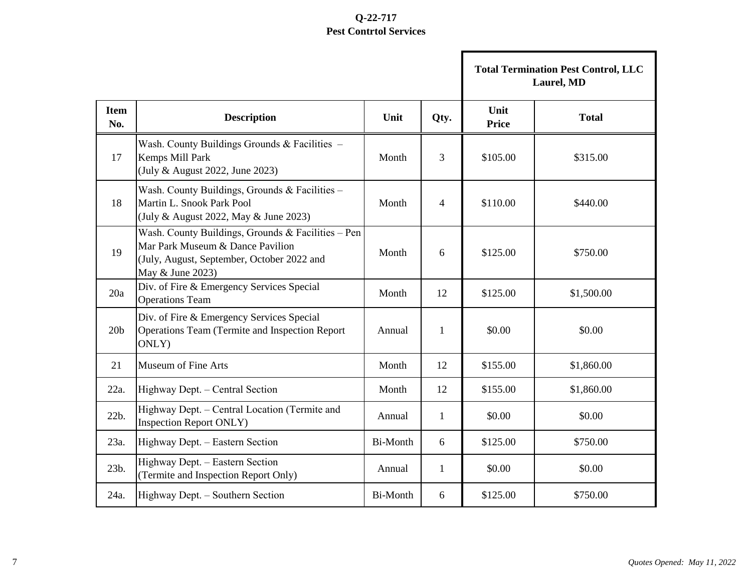**Q-22-717**
**Pest Contrtol Services**

| | | | | Total Termination Pest Control, LLC Laurel, MD | |
|---|---|---|---|---|---|
| **Item No.** | **Description** | **Unit** | **Qty.** | **Unit Price** | **Total** |
| 17 | Wash. County Buildings Grounds & Facilities – Kemps Mill Park (July & August 2022, June 2023) | Month | 3 | $105.00 | $315.00 |
| 18 | Wash. County Buildings, Grounds & Facilities – Martin L. Snook Park Pool (July & August 2022, May & June 2023) | Month | 4 | $110.00 | $440.00 |
| 19 | Wash. County Buildings, Grounds & Facilities – Pen Mar Park Museum & Dance Pavilion (July, August, September, October 2022 and May & June 2023) | Month | 6 | $125.00 | $750.00 |
| 20a | Div. of Fire & Emergency Services Special Operations Team | Month | 12 | $125.00 | $1,500.00 |
| 20b | Div. of Fire & Emergency Services Special Operations Team (Termite and Inspection Report ONLY) | Annual | 1 | $0.00 | $0.00 |
| 21 | Museum of Fine Arts | Month | 12 | $155.00 | $1,860.00 |
| 22a. | Highway Dept. – Central Section | Month | 12 | $155.00 | $1,860.00 |
| 22b. | Highway Dept. – Central Location (Termite and Inspection Report ONLY) | Annual | 1 | $0.00 | $0.00 |
| 23a. | Highway Dept. – Eastern Section | Bi-Month | 6 | $125.00 | $750.00 |
| 23b. | Highway Dept. – Eastern Section (Termite and Inspection Report Only) | Annual | 1 | $0.00 | $0.00 |
| 24a. | Highway Dept. – Southern Section | Bi-Month | 6 | $125.00 | $750.00 |

*Quotes Opened: May 11, 2022*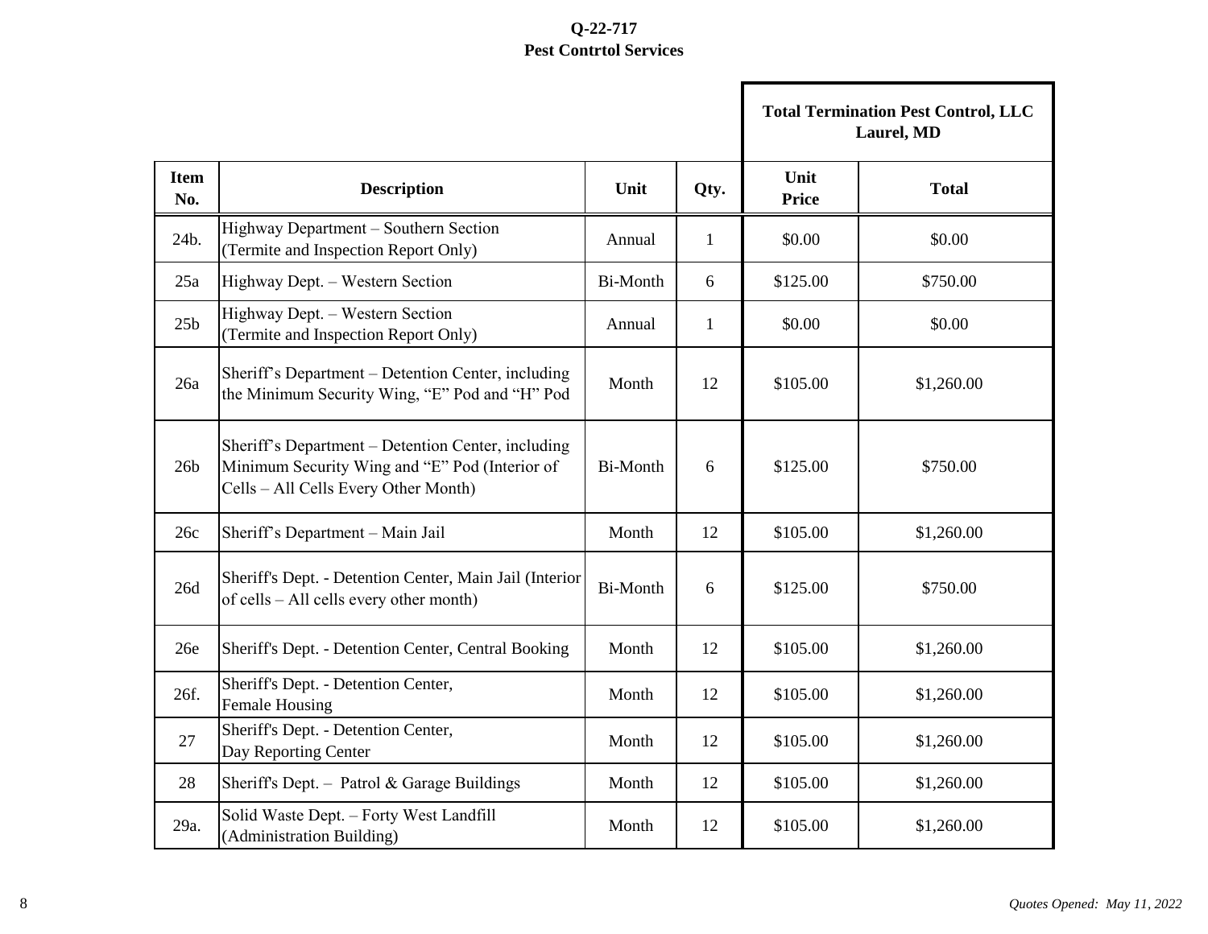**Q-22-717**
**Pest Contrtol Services**

| | | | | Total Termination Pest Control, LLC Laurel, MD | |
|---|---|---|---|---|---|
| **Item No.** | **Description** | **Unit** | **Qty.** | **Unit Price** | **Total** |
| 24b. | Highway Department – Southern Section (Termite and Inspection Report Only) | Annual | 1 | $0.00 | $0.00 |
| 25a | Highway Dept. – Western Section | Bi-Month | 6 | $125.00 | $750.00 |
| 25b | Highway Dept. – Western Section (Termite and Inspection Report Only) | Annual | 1 | $0.00 | $0.00 |
| 26a | Sheriff's Department – Detention Center, including the Minimum Security Wing, "E" Pod and "H" Pod | Month | 12 | $105.00 | $1,260.00 |
| 26b | Sheriff's Department – Detention Center, including Minimum Security Wing and "E" Pod (Interior of Cells – All Cells Every Other Month) | Bi-Month | 6 | $125.00 | $750.00 |
| 26c | Sheriff's Department – Main Jail | Month | 12 | $105.00 | $1,260.00 |
| 26d | Sheriff's Dept. - Detention Center, Main Jail (Interior of cells – All cells every other month) | Bi-Month | 6 | $125.00 | $750.00 |
| 26e | Sheriff's Dept. - Detention Center, Central Booking | Month | 12 | $105.00 | $1,260.00 |
| 26f. | Sheriff's Dept. - Detention Center, Female Housing | Month | 12 | $105.00 | $1,260.00 |
| 27 | Sheriff's Dept. - Detention Center, Day Reporting Center | Month | 12 | $105.00 | $1,260.00 |
| 28 | Sheriff's Dept. – Patrol & Garage Buildings | Month | 12 | $105.00 | $1,260.00 |
| 29a. | Solid Waste Dept. – Forty West Landfill (Administration Building) | Month | 12 | $105.00 | $1,260.00 |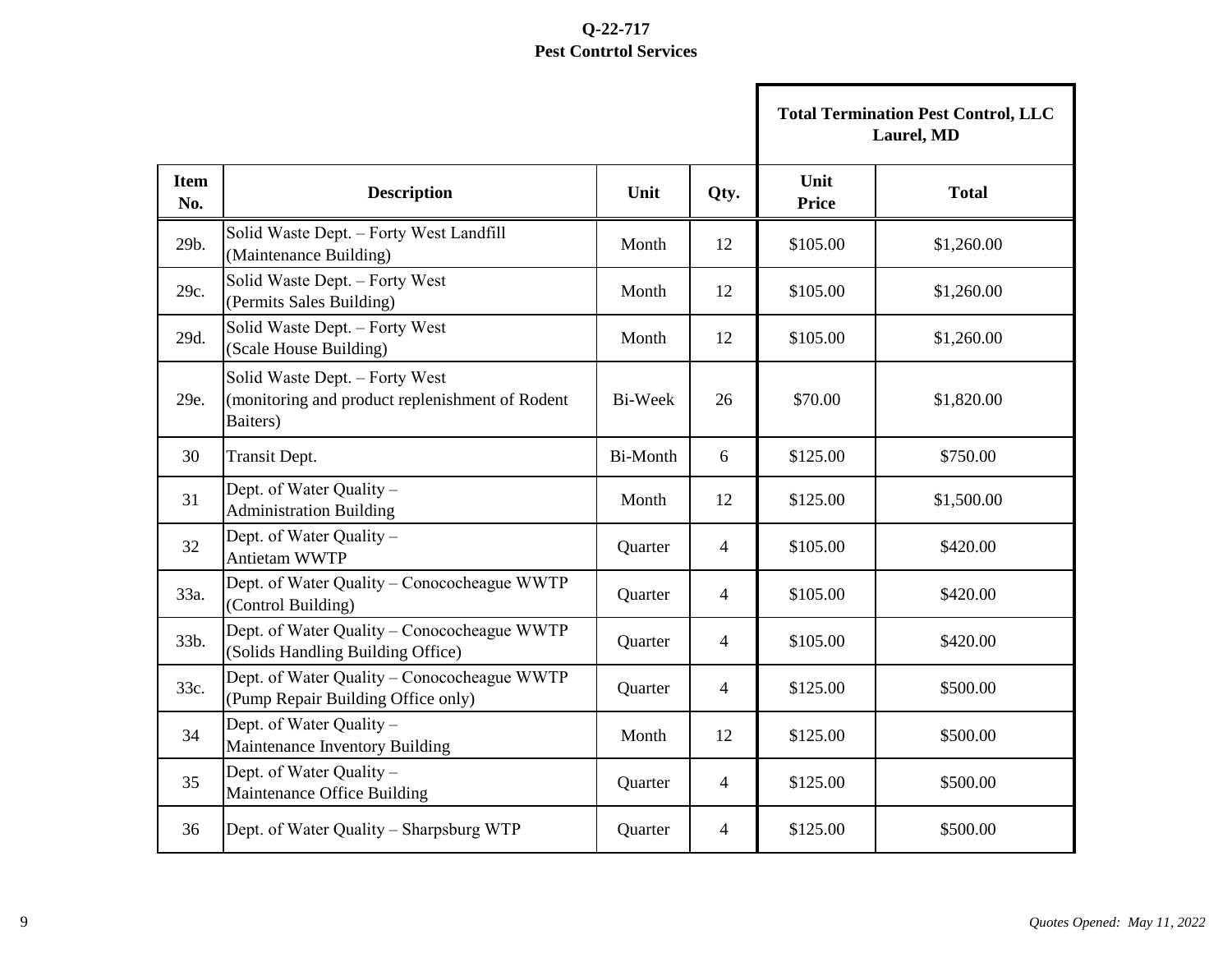**Q-22-717**
**Pest Contrtol Services**

| | | | | Total Termination Pest Control, LLC Laurel, MD | |
|---|---|---|---|---|---|
| **Item No.** | **Description** | **Unit** | **Qty.** | **Unit Price** | **Total** |
| 29b. | Solid Waste Dept. – Forty West Landfill (Maintenance Building) | Month | 12 | $105.00 | $1,260.00 |
| 29c. | Solid Waste Dept. – Forty West (Permits Sales Building) | Month | 12 | $105.00 | $1,260.00 |
| 29d. | Solid Waste Dept. – Forty West (Scale House Building) | Month | 12 | $105.00 | $1,260.00 |
| 29e. | Solid Waste Dept. – Forty West (monitoring and product replenishment of Rodent Baiters) | Bi-Week | 26 | $70.00 | $1,820.00 |
| 30 | Transit Dept. | Bi-Month | 6 | $125.00 | $750.00 |
| 31 | Dept. of Water Quality – Administration Building | Month | 12 | $125.00 | $1,500.00 |
| 32 | Dept. of Water Quality – Antietam WWTP | Quarter | 4 | $105.00 | $420.00 |
| 33a. | Dept. of Water Quality – Conococheague WWTP (Control Building) | Quarter | 4 | $105.00 | $420.00 |
| 33b. | Dept. of Water Quality – Conococheague WWTP (Solids Handling Building Office) | Quarter | 4 | $105.00 | $420.00 |
| 33c. | Dept. of Water Quality – Conococheague WWTP (Pump Repair Building Office only) | Quarter | 4 | $125.00 | $500.00 |
| 34 | Dept. of Water Quality – Maintenance Inventory Building | Month | 12 | $125.00 | $500.00 |
| 35 | Dept. of Water Quality – Maintenance Office Building | Quarter | 4 | $125.00 | $500.00 |
| 36 | Dept. of Water Quality – Sharpsburg WTP | Quarter | 4 | $125.00 | $500.00 |

*Quotes Opened: May 11, 2022*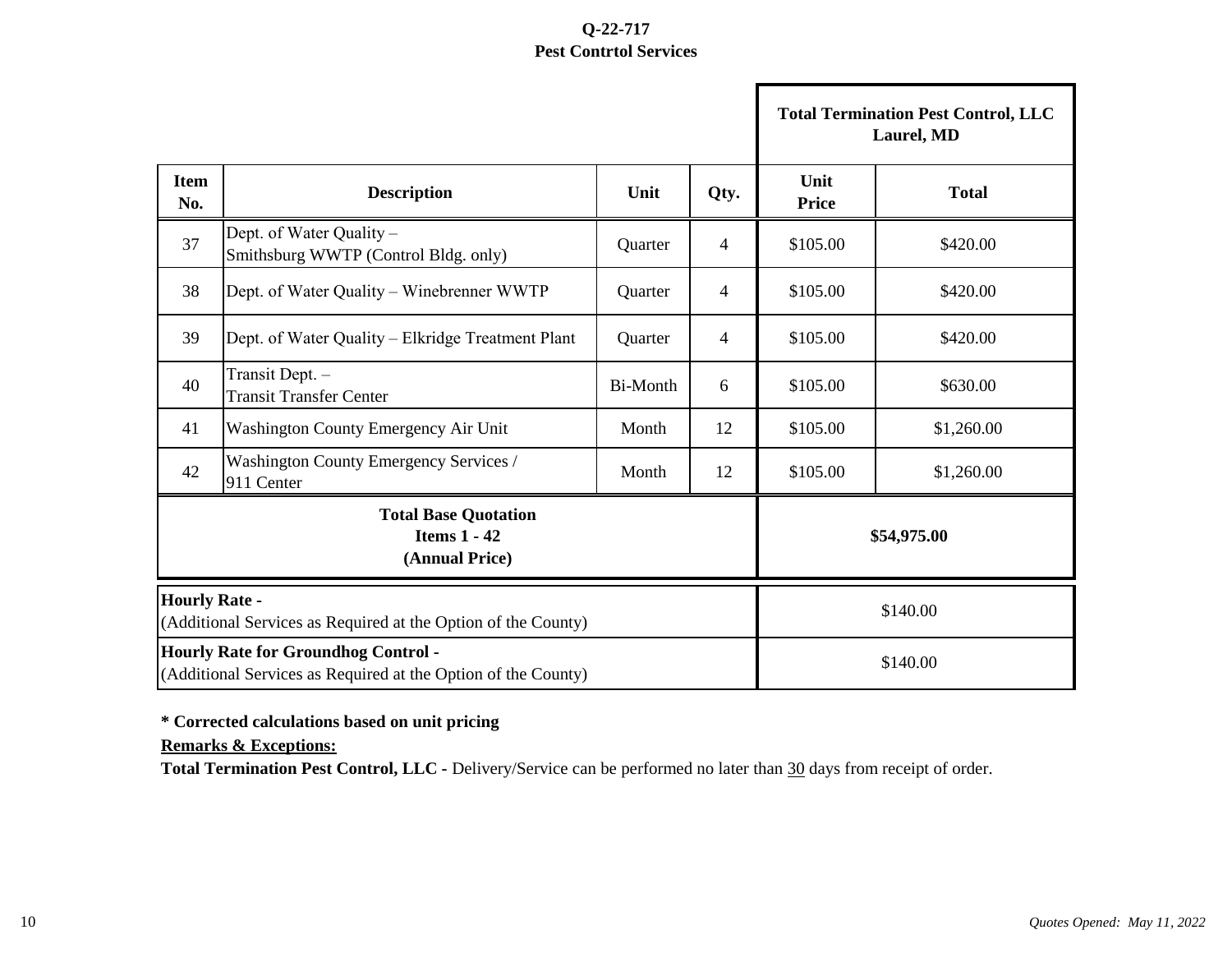**Q-22-717**
**Pest Contrtol Services**

| | | | | Total Termination Pest Control, LLC Laurel, MD | |
|---|---|---|---|---|---|
| **Item No.** | **Description** | **Unit** | **Qty.** | **Unit Price** | **Total** |
| 37 | Dept. of Water Quality – Smithsburg WWTP (Control Bldg. only) | Quarter | 4 | $105.00 | $420.00 |
| 38 | Dept. of Water Quality – Winebrenner WWTP | Quarter | 4 | $105.00 | $420.00 |
| 39 | Dept. of Water Quality – Elkridge Treatment Plant | Quarter | 4 | $105.00 | $420.00 |
| 40 | Transit Dept. – Transit Transfer Center | Bi-Month | 6 | $105.00 | $630.00 |
| 41 | Washington County Emergency Air Unit | Month | 12 | $105.00 | $1,260.00 |
| 42 | Washington County Emergency Services / 911 Center | Month | 12 | $105.00 | $1,260.00 |
| **Total Base Quotation Items 1 - 42 (Annual Price)** | | | | **$54,975.00** | |
| **Hourly Rate -** (Additional Services as Required at the Option of the County) | | | | $140.00 | |
| **Hourly Rate for Groundhog Control -** (Additional Services as Required at the Option of the County) | | | | $140.00 | |

**\* Corrected calculations based on unit pricing**

**Remarks & Exceptions:**

**Total Termination Pest Control, LLC -** Delivery/Service can be performed no later than 30 days from receipt of order.

*Quotes Opened: May 11, 2022*